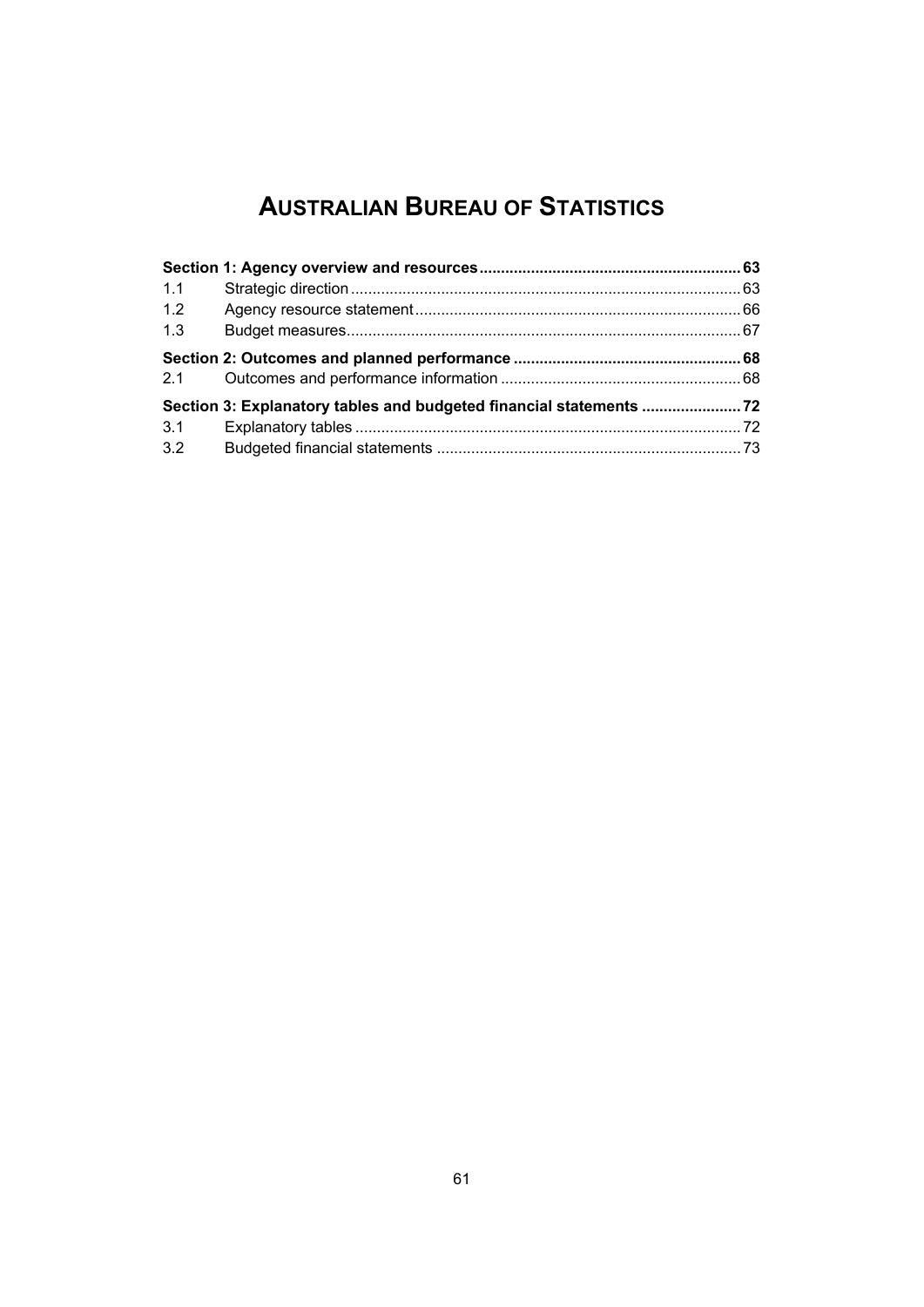# AUSTRALIAN BUREAU OF STATISTICS

| | | |
|---|---|---|
| **Section 1: Agency overview and resources** | | **63** |
| 1.1 | Strategic direction | 63 |
| 1.2 | Agency resource statement | 66 |
| 1.3 | Budget measures | 67 |
| **Section 2: Outcomes and planned performance** | | **68** |
| 2.1 | Outcomes and performance information | 68 |
| **Section 3: Explanatory tables and budgeted financial statements** | | **72** |
| 3.1 | Explanatory tables | 72 |
| 3.2 | Budgeted financial statements | 73 |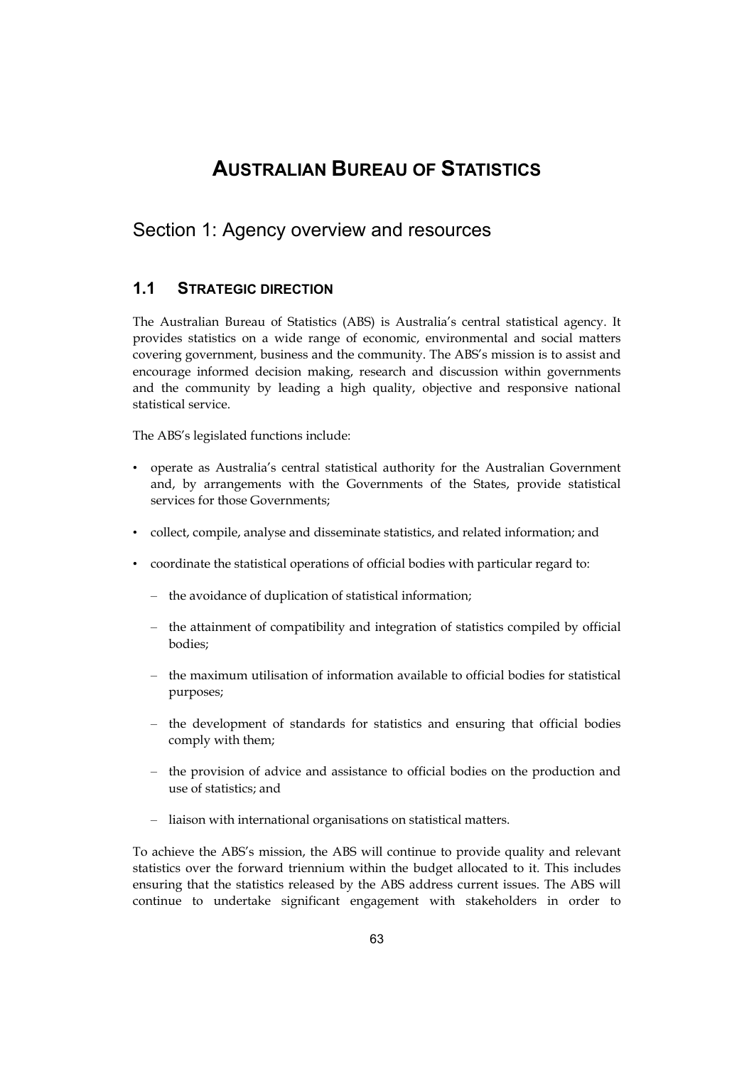# Australian Bureau of Statistics

## Section 1: Agency overview and resources

### 1.1 Strategic direction

The Australian Bureau of Statistics (ABS) is Australia's central statistical agency. It provides statistics on a wide range of economic, environmental and social matters covering government, business and the community. The ABS's mission is to assist and encourage informed decision making, research and discussion within governments and the community by leading a high quality, objective and responsive national statistical service.

The ABS's legislated functions include:

- operate as Australia's central statistical authority for the Australian Government and, by arrangements with the Governments of the States, provide statistical services for those Governments;
- collect, compile, analyse and disseminate statistics, and related information; and
- coordinate the statistical operations of official bodies with particular regard to:
  - the avoidance of duplication of statistical information;
  - the attainment of compatibility and integration of statistics compiled by official bodies;
  - the maximum utilisation of information available to official bodies for statistical purposes;
  - the development of standards for statistics and ensuring that official bodies comply with them;
  - the provision of advice and assistance to official bodies on the production and use of statistics; and
  - liaison with international organisations on statistical matters.

To achieve the ABS's mission, the ABS will continue to provide quality and relevant statistics over the forward triennium within the budget allocated to it. This includes ensuring that the statistics released by the ABS address current issues. The ABS will continue to undertake significant engagement with stakeholders in order to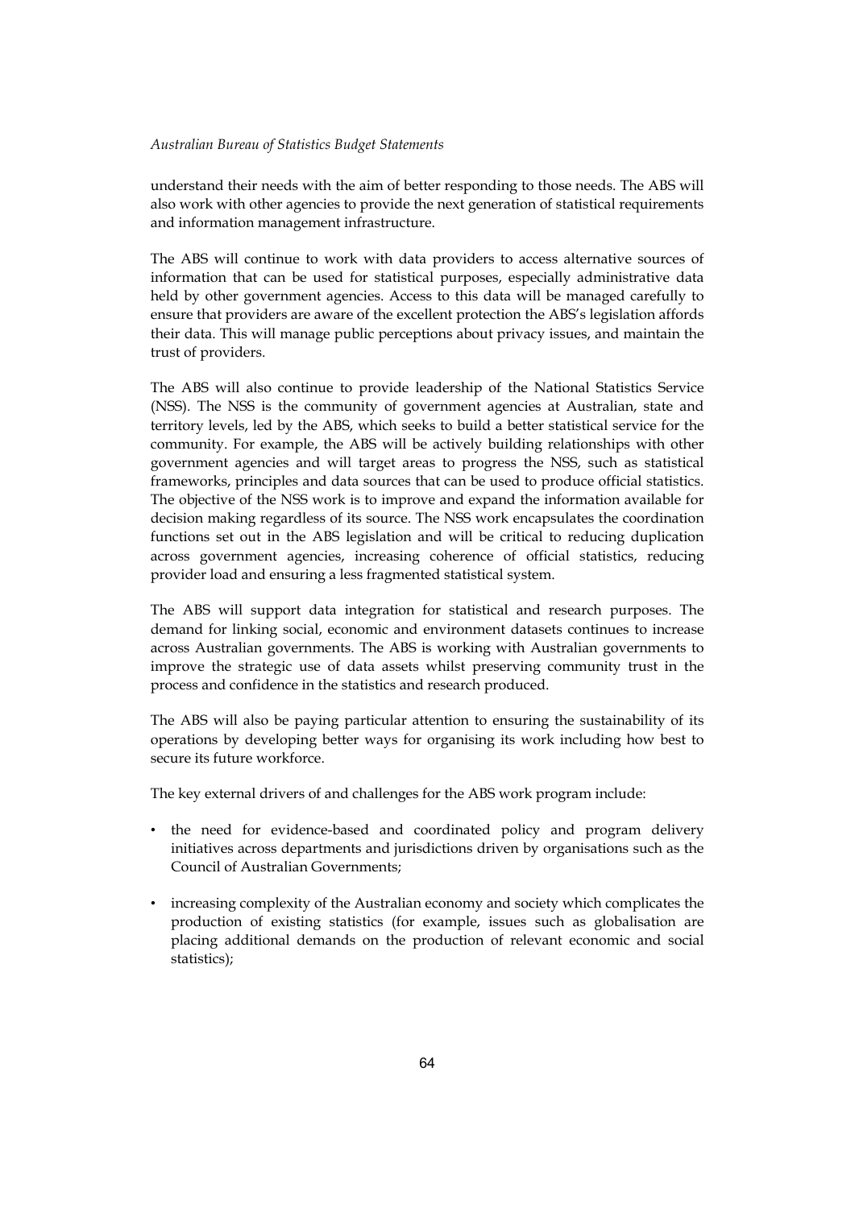understand their needs with the aim of better responding to those needs. The ABS will also work with other agencies to provide the next generation of statistical requirements and information management infrastructure.

The ABS will continue to work with data providers to access alternative sources of information that can be used for statistical purposes, especially administrative data held by other government agencies. Access to this data will be managed carefully to ensure that providers are aware of the excellent protection the ABS's legislation affords their data. This will manage public perceptions about privacy issues, and maintain the trust of providers.

The ABS will also continue to provide leadership of the National Statistics Service (NSS). The NSS is the community of government agencies at Australian, state and territory levels, led by the ABS, which seeks to build a better statistical service for the community. For example, the ABS will be actively building relationships with other government agencies and will target areas to progress the NSS, such as statistical frameworks, principles and data sources that can be used to produce official statistics. The objective of the NSS work is to improve and expand the information available for decision making regardless of its source. The NSS work encapsulates the coordination functions set out in the ABS legislation and will be critical to reducing duplication across government agencies, increasing coherence of official statistics, reducing provider load and ensuring a less fragmented statistical system.

The ABS will support data integration for statistical and research purposes. The demand for linking social, economic and environment datasets continues to increase across Australian governments. The ABS is working with Australian governments to improve the strategic use of data assets whilst preserving community trust in the process and confidence in the statistics and research produced.

The ABS will also be paying particular attention to ensuring the sustainability of its operations by developing better ways for organising its work including how best to secure its future workforce.

The key external drivers of and challenges for the ABS work program include:

- the need for evidence-based and coordinated policy and program delivery initiatives across departments and jurisdictions driven by organisations such as the Council of Australian Governments;
- increasing complexity of the Australian economy and society which complicates the production of existing statistics (for example, issues such as globalisation are placing additional demands on the production of relevant economic and social statistics);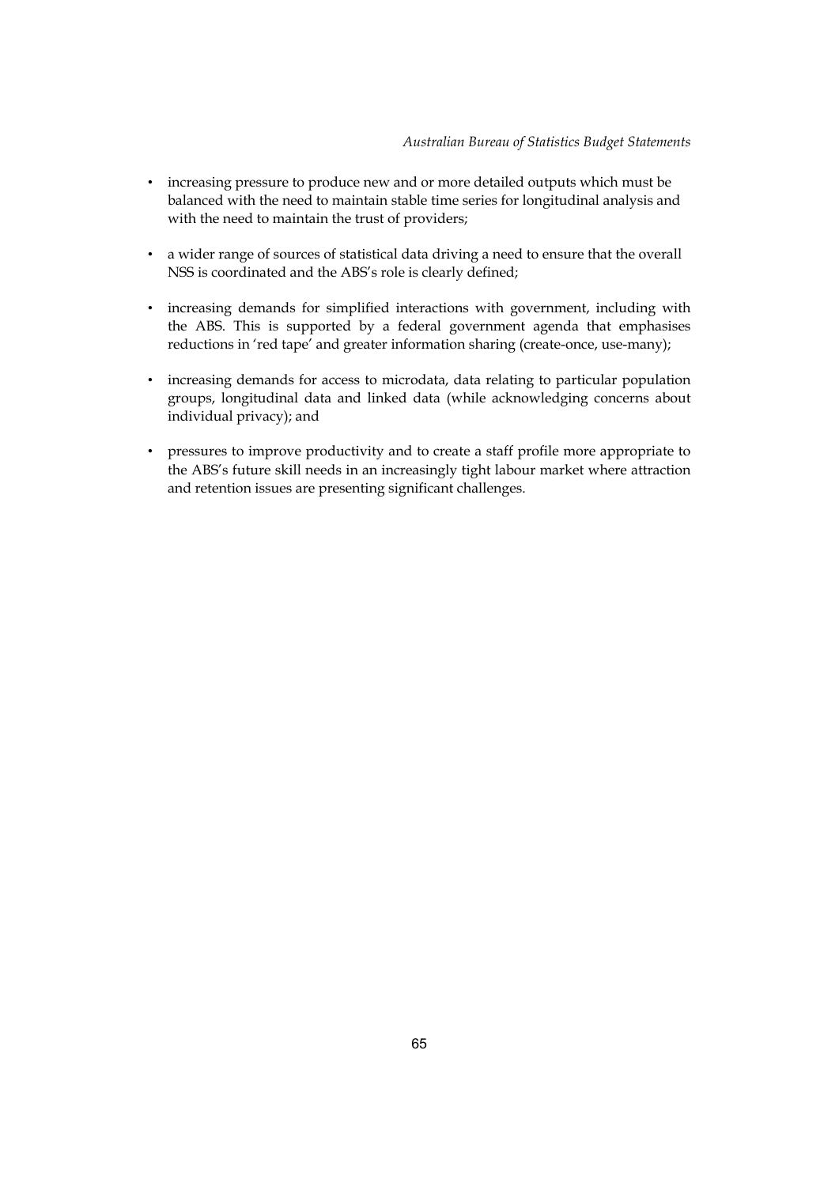- increasing pressure to produce new and or more detailed outputs which must be balanced with the need to maintain stable time series for longitudinal analysis and with the need to maintain the trust of providers;

- a wider range of sources of statistical data driving a need to ensure that the overall NSS is coordinated and the ABS's role is clearly defined;

- increasing demands for simplified interactions with government, including with the ABS. This is supported by a federal government agenda that emphasises reductions in 'red tape' and greater information sharing (create-once, use-many);

- increasing demands for access to microdata, data relating to particular population groups, longitudinal data and linked data (while acknowledging concerns about individual privacy); and

- pressures to improve productivity and to create a staff profile more appropriate to the ABS's future skill needs in an increasingly tight labour market where attraction and retention issues are presenting significant challenges.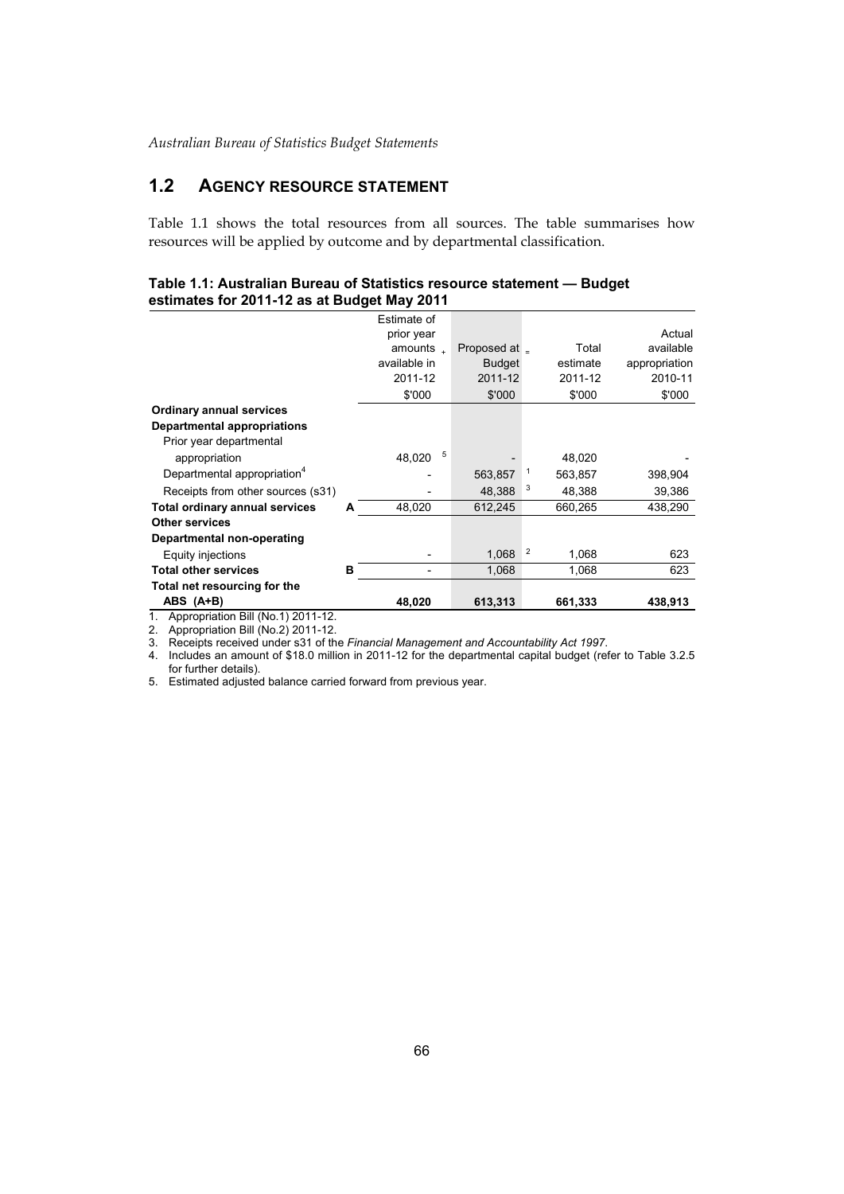## 1.2 AGENCY RESOURCE STATEMENT

Table 1.1 shows the total resources from all sources. The table summarises how resources will be applied by outcome and by departmental classification.

**Table 1.1: Australian Bureau of Statistics resource statement — Budget estimates for 2011-12 as at Budget May 2011**

| | | Estimate of prior year amounts available in 2011-12 $'000 | + | Proposed at Budget 2011-12 $'000 | = | Total estimate 2011-12 $'000 | Actual available appropriation 2010-11 $'000 |
|---|---|---|---|---|---|---|---|
| **Ordinary annual services** | | | | | | | |
| **Departmental appropriations** | | | | | | | |
| Prior year departmental appropriation | | 48,020 [5] | | - | | 48,020 | - |
| Departmental appropriation[4] | | - | | 563,857 [1] | | 563,857 | 398,904 |
| Receipts from other sources (s31) | | - | | 48,388 [3] | | 48,388 | 39,386 |
| **Total ordinary annual services** | **A** | 48,020 | | 612,245 | | 660,265 | 438,290 |
| **Other services** | | | | | | | |
| **Departmental non-operating** | | | | | | | |
| Equity injections | | - | | 1,068 [2] | | 1,068 | 623 |
| **Total other services** | **B** | - | | 1,068 | | 1,068 | 623 |
| **Total net resourcing for the ABS (A+B)** | | **48,020** | | **613,313** | | **661,333** | **438,913** |

1. Appropriation Bill (No.1) 2011-12.
2. Appropriation Bill (No.2) 2011-12.
3. Receipts received under s31 of the *Financial Management and Accountability Act 1997*.
4. Includes an amount of $18.0 million in 2011-12 for the departmental capital budget (refer to Table 3.2.5 for further details).
5. Estimated adjusted balance carried forward from previous year.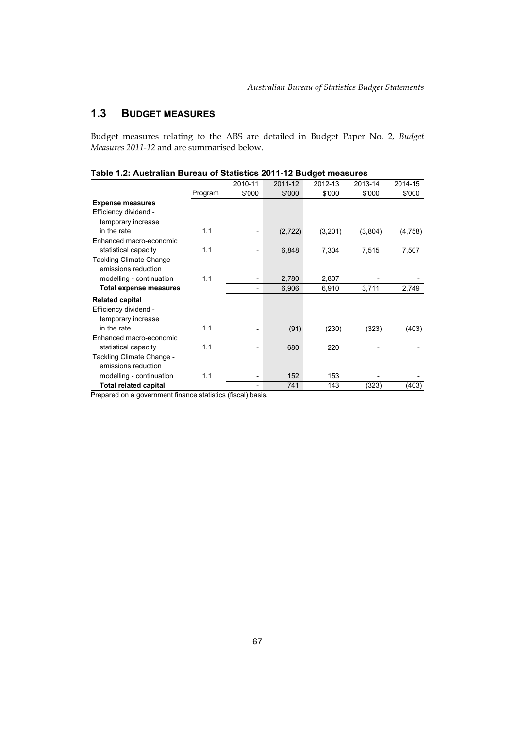## 1.3 BUDGET MEASURES

Budget measures relating to the ABS are detailed in Budget Paper No. 2, *Budget Measures 2011-12* and are summarised below.

**Table 1.2: Australian Bureau of Statistics 2011-12 Budget measures**

| | Program | 2010-11<br>$'000 | 2011-12<br>$'000 | 2012-13<br>$'000 | 2013-14<br>$'000 | 2014-15<br>$'000 |
|---|---|---|---|---|---|---|
| **Expense measures** | | | | | | |
| Efficiency dividend - temporary increase in the rate | 1.1 | - | (2,722) | (3,201) | (3,804) | (4,758) |
| Enhanced macro-economic statistical capacity | 1.1 | - | 6,848 | 7,304 | 7,515 | 7,507 |
| Tackling Climate Change - emissions reduction modelling - continuation | 1.1 | - | 2,780 | 2,807 | - | - |
| **Total expense measures** | | - | 6,906 | 6,910 | 3,711 | 2,749 |
| **Related capital** | | | | | | |
| Efficiency dividend - temporary increase in the rate | 1.1 | - | (91) | (230) | (323) | (403) |
| Enhanced macro-economic statistical capacity | 1.1 | - | 680 | 220 | - | - |
| Tackling Climate Change - emissions reduction modelling - continuation | 1.1 | - | 152 | 153 | - | - |
| **Total related capital** | | - | 741 | 143 | (323) | (403) |

Prepared on a government finance statistics (fiscal) basis.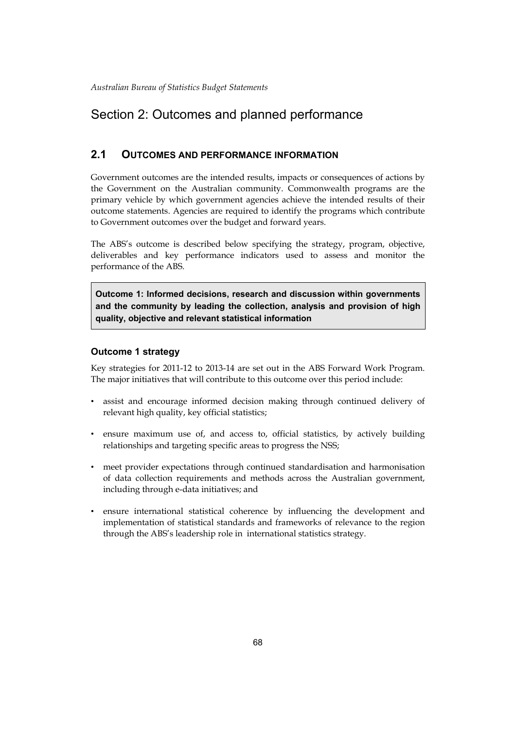# Section 2: Outcomes and planned performance

## 2.1 OUTCOMES AND PERFORMANCE INFORMATION

Government outcomes are the intended results, impacts or consequences of actions by the Government on the Australian community. Commonwealth programs are the primary vehicle by which government agencies achieve the intended results of their outcome statements. Agencies are required to identify the programs which contribute to Government outcomes over the budget and forward years.

The ABS's outcome is described below specifying the strategy, program, objective, deliverables and key performance indicators used to assess and monitor the performance of the ABS.

**Outcome 1: Informed decisions, research and discussion within governments and the community by leading the collection, analysis and provision of high quality, objective and relevant statistical information**

### Outcome 1 strategy

Key strategies for 2011-12 to 2013-14 are set out in the ABS Forward Work Program. The major initiatives that will contribute to this outcome over this period include:

- assist and encourage informed decision making through continued delivery of relevant high quality, key official statistics;
- ensure maximum use of, and access to, official statistics, by actively building relationships and targeting specific areas to progress the NSS;
- meet provider expectations through continued standardisation and harmonisation of data collection requirements and methods across the Australian government, including through e-data initiatives; and
- ensure international statistical coherence by influencing the development and implementation of statistical standards and frameworks of relevance to the region through the ABS's leadership role in international statistics strategy.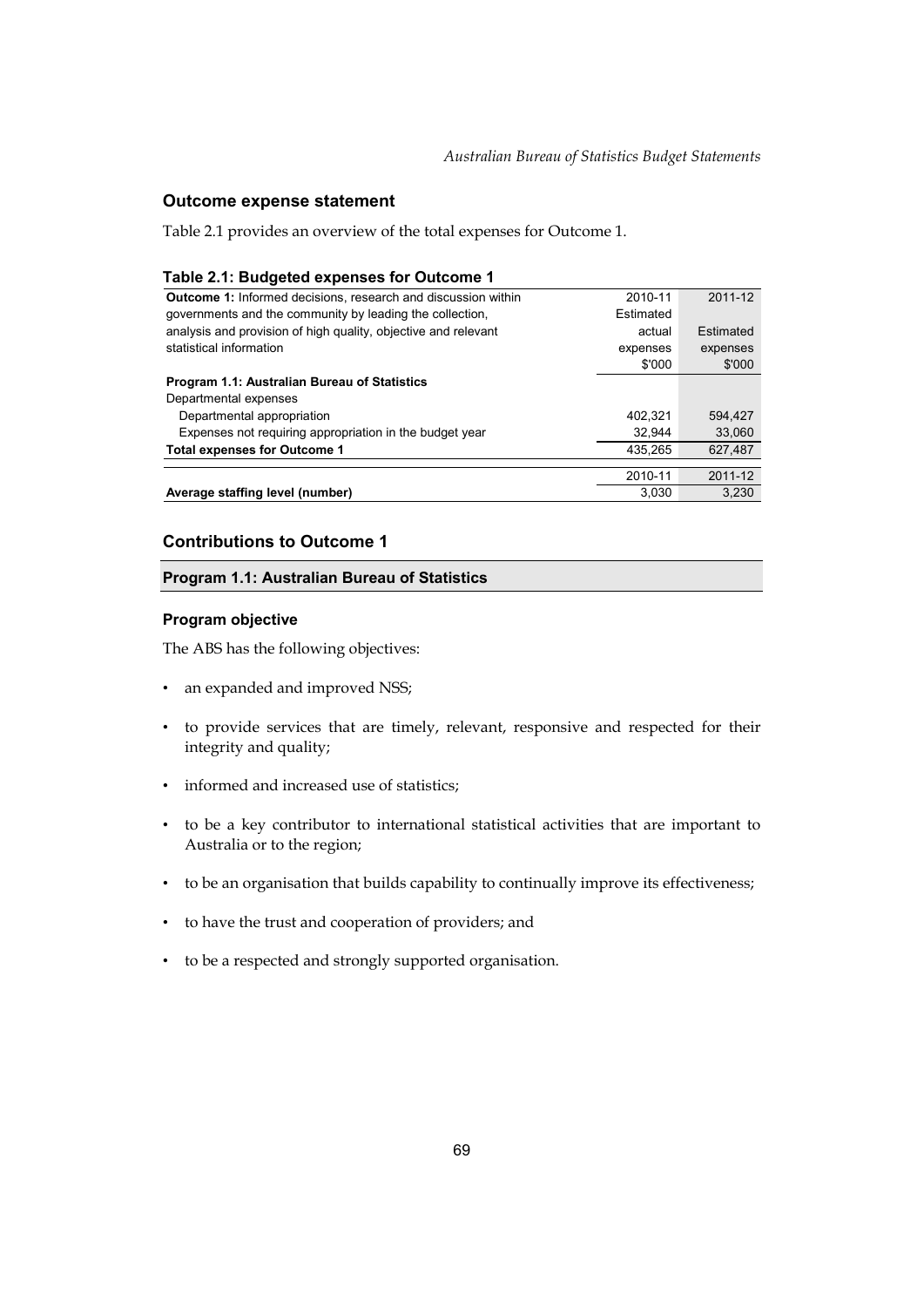## Outcome expense statement

Table 2.1 provides an overview of the total expenses for Outcome 1.

**Table 2.1: Budgeted expenses for Outcome 1**

| **Outcome 1:** Informed decisions, research and discussion within governments and the community by leading the collection, analysis and provision of high quality, objective and relevant statistical information | 2010-11 Estimated actual expenses $'000 | 2011-12 Estimated expenses $'000 |
|---|---|---|
| **Program 1.1: Australian Bureau of Statistics** | | |
| Departmental expenses | | |
| Departmental appropriation | 402,321 | 594,427 |
| Expenses not requiring appropriation in the budget year | 32,944 | 33,060 |
| **Total expenses for Outcome 1** | 435,265 | 627,487 |
| | 2010-11 | 2011-12 |
| **Average staffing level (number)** | 3,030 | 3,230 |

## Contributions to Outcome 1

### Program 1.1: Australian Bureau of Statistics

#### Program objective

The ABS has the following objectives:

- an expanded and improved NSS;
- to provide services that are timely, relevant, responsive and respected for their integrity and quality;
- informed and increased use of statistics;
- to be a key contributor to international statistical activities that are important to Australia or to the region;
- to be an organisation that builds capability to continually improve its effectiveness;
- to have the trust and cooperation of providers; and
- to be a respected and strongly supported organisation.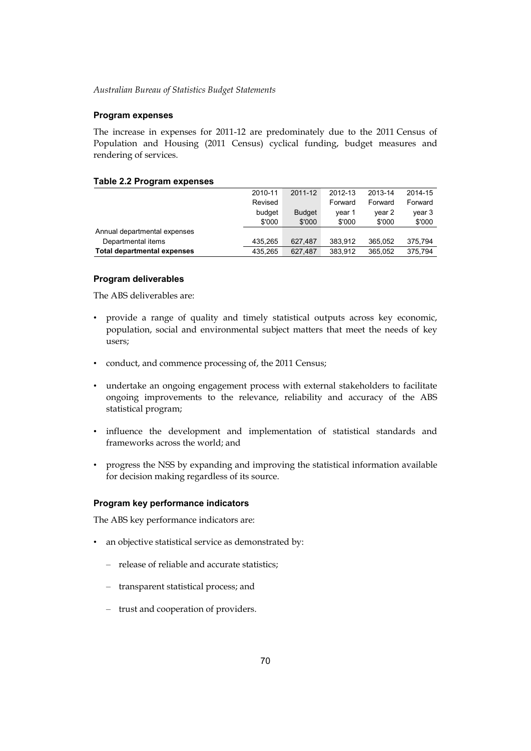### Program expenses

The increase in expenses for 2011-12 are predominately due to the 2011 Census of Population and Housing (2011 Census) cyclical funding, budget measures and rendering of services.

**Table 2.2 Program expenses**

| | 2010-11 Revised budget $'000 | 2011-12 Budget $'000 | 2012-13 Forward year 1 $'000 | 2013-14 Forward year 2 $'000 | 2014-15 Forward year 3 $'000 |
|---|---|---|---|---|---|
| Annual departmental expenses | | | | | |
| Departmental items | 435,265 | 627,487 | 383,912 | 365,052 | 375,794 |
| **Total departmental expenses** | 435,265 | 627,487 | 383,912 | 365,052 | 375,794 |

### Program deliverables

The ABS deliverables are:

- provide a range of quality and timely statistical outputs across key economic, population, social and environmental subject matters that meet the needs of key users;
- conduct, and commence processing of, the 2011 Census;
- undertake an ongoing engagement process with external stakeholders to facilitate ongoing improvements to the relevance, reliability and accuracy of the ABS statistical program;
- influence the development and implementation of statistical standards and frameworks across the world; and
- progress the NSS by expanding and improving the statistical information available for decision making regardless of its source.

### Program key performance indicators

The ABS key performance indicators are:

- an objective statistical service as demonstrated by:
  - release of reliable and accurate statistics;
  - transparent statistical process; and
  - trust and cooperation of providers.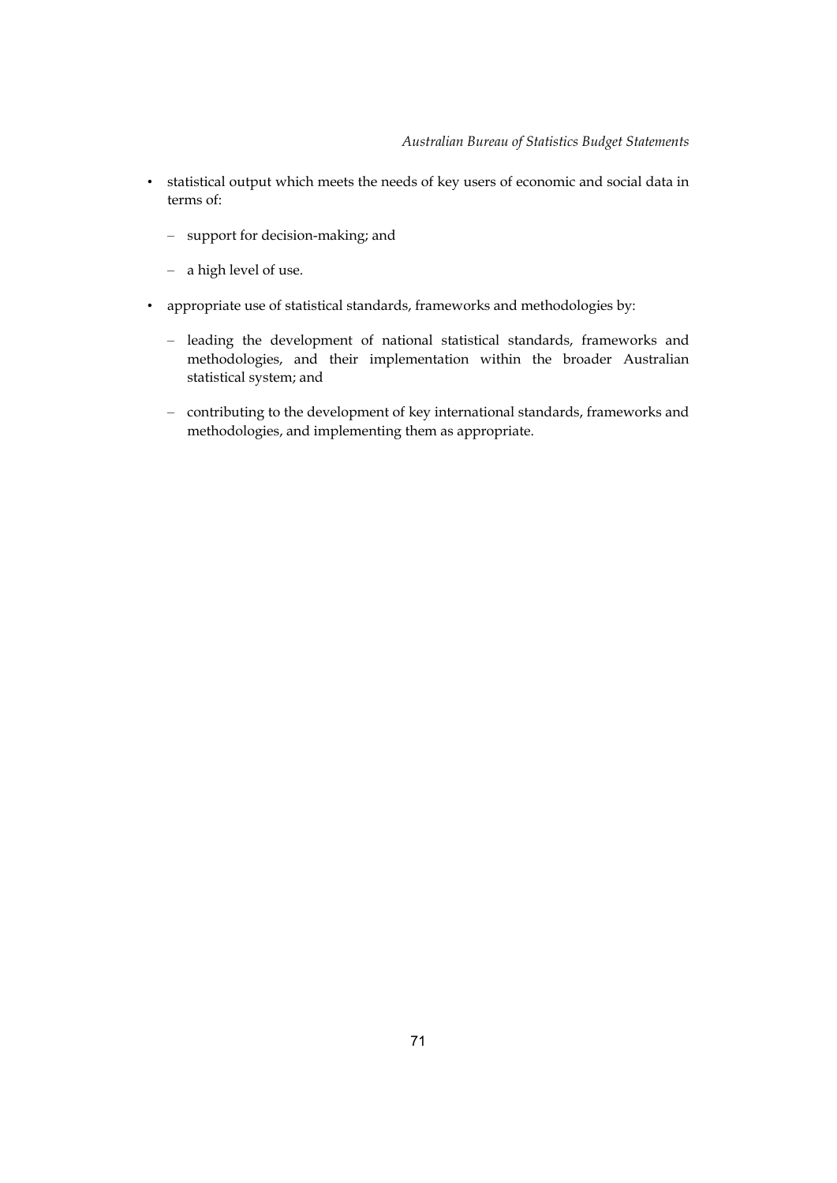- statistical output which meets the needs of key users of economic and social data in terms of:
  - support for decision-making; and
  - a high level of use.
- appropriate use of statistical standards, frameworks and methodologies by:
  - leading the development of national statistical standards, frameworks and methodologies, and their implementation within the broader Australian statistical system; and
  - contributing to the development of key international standards, frameworks and methodologies, and implementing them as appropriate.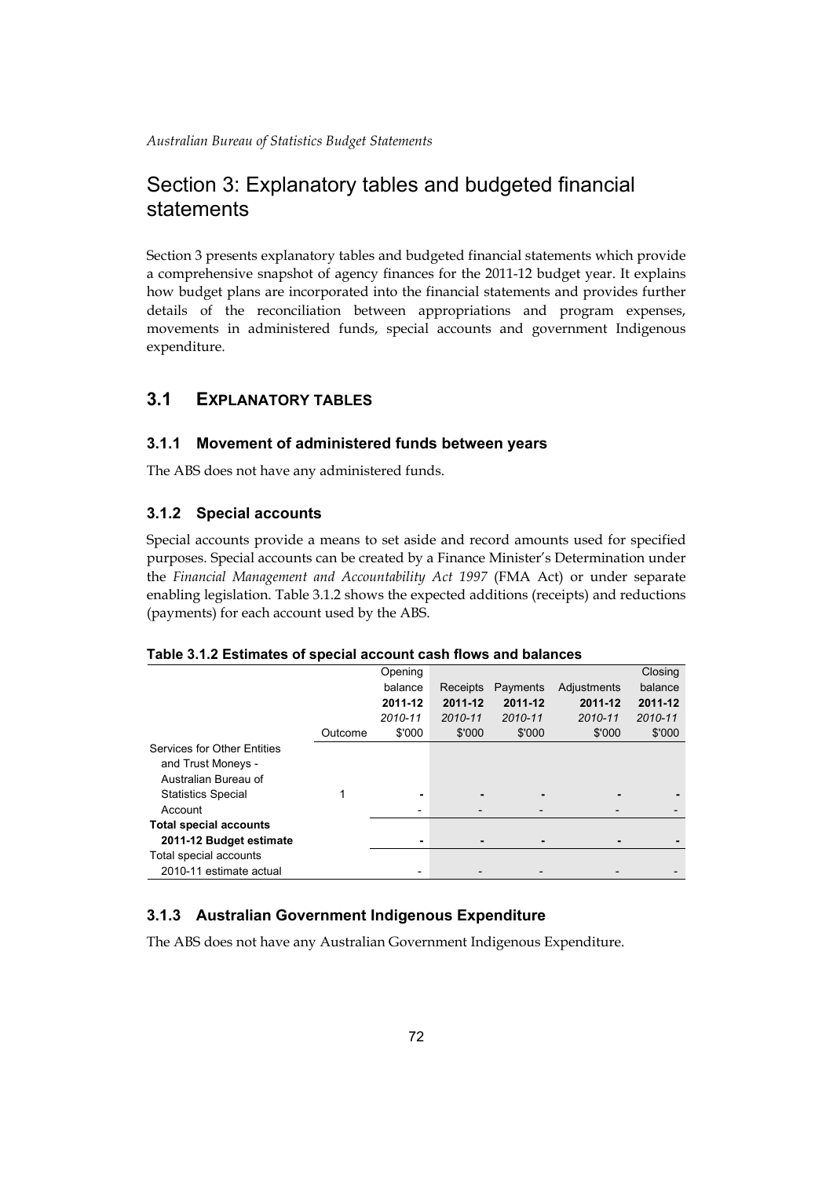# Section 3: Explanatory tables and budgeted financial statements

Section 3 presents explanatory tables and budgeted financial statements which provide a comprehensive snapshot of agency finances for the 2011-12 budget year. It explains how budget plans are incorporated into the financial statements and provides further details of the reconciliation between appropriations and program expenses, movements in administered funds, special accounts and government Indigenous expenditure.

## 3.1 EXPLANATORY TABLES

### 3.1.1 Movement of administered funds between years

The ABS does not have any administered funds.

### 3.1.2 Special accounts

Special accounts provide a means to set aside and record amounts used for specified purposes. Special accounts can be created by a Finance Minister's Determination under the *Financial Management and Accountability Act 1997* (FMA Act) or under separate enabling legislation. Table 3.1.2 shows the expected additions (receipts) and reductions (payments) for each account used by the ABS.

**Table 3.1.2 Estimates of special account cash flows and balances**

| | Outcome | Opening balance<br>**2011-12**<br>*2010-11*<br>$'000 | Receipts<br>**2011-12**<br>*2010-11*<br>$'000 | Payments<br>**2011-12**<br>*2010-11*<br>$'000 | Adjustments<br>**2011-12**<br>*2010-11*<br>$'000 | Closing balance<br>**2011-12**<br>*2010-11*<br>$'000 |
|---|---|---|---|---|---|---|
| Services for Other Entities and Trust Moneys - Australian Bureau of Statistics Special Account | 1 | **-** | **-** | **-** | **-** | **-** |
| | | - | - | - | - | - |
| **Total special accounts 2011-12 Budget estimate** | | **-** | **-** | **-** | **-** | **-** |
| Total special accounts 2010-11 estimate actual | | - | - | - | - | - |

### 3.1.3 Australian Government Indigenous Expenditure

The ABS does not have any Australian Government Indigenous Expenditure.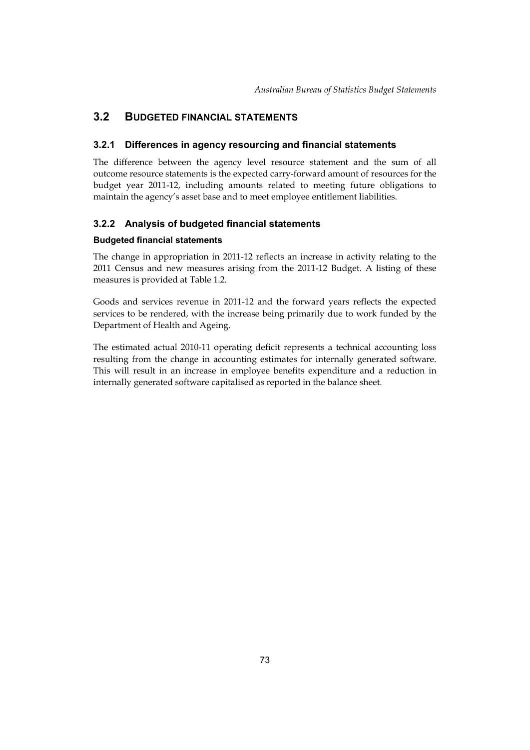## 3.2 BUDGETED FINANCIAL STATEMENTS

### 3.2.1 Differences in agency resourcing and financial statements

The difference between the agency level resource statement and the sum of all outcome resource statements is the expected carry-forward amount of resources for the budget year 2011-12, including amounts related to meeting future obligations to maintain the agency's asset base and to meet employee entitlement liabilities.

### 3.2.2 Analysis of budgeted financial statements

#### Budgeted financial statements

The change in appropriation in 2011-12 reflects an increase in activity relating to the 2011 Census and new measures arising from the 2011-12 Budget. A listing of these measures is provided at Table 1.2.

Goods and services revenue in 2011-12 and the forward years reflects the expected services to be rendered, with the increase being primarily due to work funded by the Department of Health and Ageing.

The estimated actual 2010-11 operating deficit represents a technical accounting loss resulting from the change in accounting estimates for internally generated software. This will result in an increase in employee benefits expenditure and a reduction in internally generated software capitalised as reported in the balance sheet.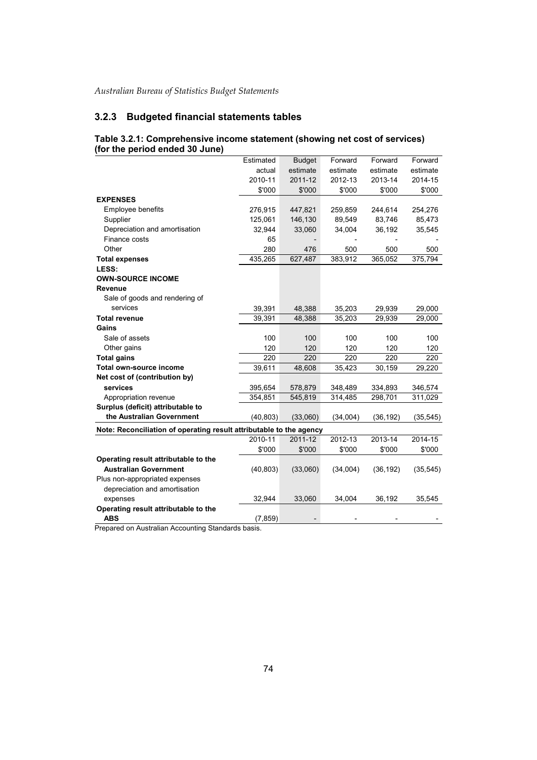### 3.2.3 Budgeted financial statements tables

**Table 3.2.1: Comprehensive income statement (showing net cost of services) (for the period ended 30 June)**

| | Estimated actual 2010-11 $'000 | Budget estimate 2011-12 $'000 | Forward estimate 2012-13 $'000 | Forward estimate 2013-14 $'000 | Forward estimate 2014-15 $'000 |
|---|---|---|---|---|---|
| **EXPENSES** | | | | | |
| Employee benefits | 276,915 | 447,821 | 259,859 | 244,614 | 254,276 |
| Supplier | 125,061 | 146,130 | 89,549 | 83,746 | 85,473 |
| Depreciation and amortisation | 32,944 | 33,060 | 34,004 | 36,192 | 35,545 |
| Finance costs | 65 | - | - | - | - |
| Other | 280 | 476 | 500 | 500 | 500 |
| **Total expenses** | 435,265 | 627,487 | 383,912 | 365,052 | 375,794 |
| **LESS:** | | | | | |
| **OWN-SOURCE INCOME** | | | | | |
| **Revenue** | | | | | |
| Sale of goods and rendering of services | 39,391 | 48,388 | 35,203 | 29,939 | 29,000 |
| **Total revenue** | 39,391 | 48,388 | 35,203 | 29,939 | 29,000 |
| **Gains** | | | | | |
| Sale of assets | 100 | 100 | 100 | 100 | 100 |
| Other gains | 120 | 120 | 120 | 120 | 120 |
| **Total gains** | 220 | 220 | 220 | 220 | 220 |
| **Total own-source income** | 39,611 | 48,608 | 35,423 | 30,159 | 29,220 |
| **Net cost of (contribution by) services** | 395,654 | 578,879 | 348,489 | 334,893 | 346,574 |
| Appropriation revenue | 354,851 | 545,819 | 314,485 | 298,701 | 311,029 |
| **Surplus (deficit) attributable to the Australian Government** | (40,803) | (33,060) | (34,004) | (36,192) | (35,545) |

**Note: Reconciliation of operating result attributable to the agency**

| | 2010-11 $'000 | 2011-12 $'000 | 2012-13 $'000 | 2013-14 $'000 | 2014-15 $'000 |
|---|---|---|---|---|---|
| **Operating result attributable to the Australian Government** | (40,803) | (33,060) | (34,004) | (36,192) | (35,545) |
| Plus non-appropriated expenses depreciation and amortisation expenses | 32,944 | 33,060 | 34,004 | 36,192 | 35,545 |
| **Operating result attributable to the ABS** | (7,859) | - | - | - | - |

Prepared on Australian Accounting Standards basis.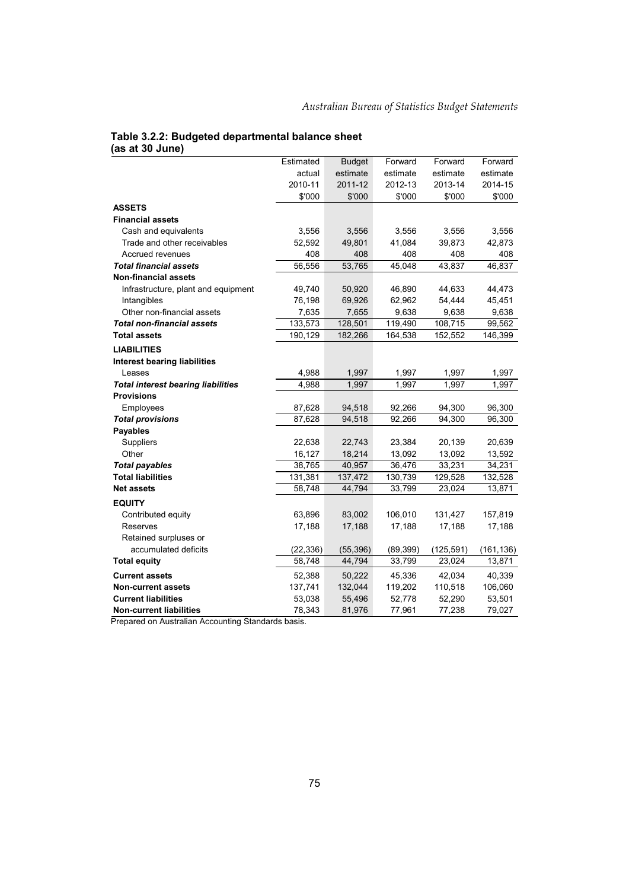**Table 3.2.2: Budgeted departmental balance sheet (as at 30 June)**

| | Estimated actual 2010-11 $'000 | Budget estimate 2011-12 $'000 | Forward estimate 2012-13 $'000 | Forward estimate 2013-14 $'000 | Forward estimate 2014-15 $'000 |
|---|---|---|---|---|---|
| **ASSETS** | | | | | |
| **Financial assets** | | | | | |
| Cash and equivalents | 3,556 | 3,556 | 3,556 | 3,556 | 3,556 |
| Trade and other receivables | 52,592 | 49,801 | 41,084 | 39,873 | 42,873 |
| Accrued revenues | 408 | 408 | 408 | 408 | 408 |
| ***Total financial assets*** | 56,556 | 53,765 | 45,048 | 43,837 | 46,837 |
| **Non-financial assets** | | | | | |
| Infrastructure, plant and equipment | 49,740 | 50,920 | 46,890 | 44,633 | 44,473 |
| Intangibles | 76,198 | 69,926 | 62,962 | 54,444 | 45,451 |
| Other non-financial assets | 7,635 | 7,655 | 9,638 | 9,638 | 9,638 |
| ***Total non-financial assets*** | 133,573 | 128,501 | 119,490 | 108,715 | 99,562 |
| **Total assets** | 190,129 | 182,266 | 164,538 | 152,552 | 146,399 |
| **LIABILITIES** | | | | | |
| **Interest bearing liabilities** | | | | | |
| Leases | 4,988 | 1,997 | 1,997 | 1,997 | 1,997 |
| ***Total interest bearing liabilities*** | 4,988 | 1,997 | 1,997 | 1,997 | 1,997 |
| **Provisions** | | | | | |
| Employees | 87,628 | 94,518 | 92,266 | 94,300 | 96,300 |
| ***Total provisions*** | 87,628 | 94,518 | 92,266 | 94,300 | 96,300 |
| **Payables** | | | | | |
| Suppliers | 22,638 | 22,743 | 23,384 | 20,139 | 20,639 |
| Other | 16,127 | 18,214 | 13,092 | 13,092 | 13,592 |
| ***Total payables*** | 38,765 | 40,957 | 36,476 | 33,231 | 34,231 |
| **Total liabilities** | 131,381 | 137,472 | 130,739 | 129,528 | 132,528 |
| **Net assets** | 58,748 | 44,794 | 33,799 | 23,024 | 13,871 |
| **EQUITY** | | | | | |
| Contributed equity | 63,896 | 83,002 | 106,010 | 131,427 | 157,819 |
| Reserves | 17,188 | 17,188 | 17,188 | 17,188 | 17,188 |
| Retained surpluses or accumulated deficits | (22,336) | (55,396) | (89,399) | (125,591) | (161,136) |
| **Total equity** | 58,748 | 44,794 | 33,799 | 23,024 | 13,871 |
| **Current assets** | 52,388 | 50,222 | 45,336 | 42,034 | 40,339 |
| **Non-current assets** | 137,741 | 132,044 | 119,202 | 110,518 | 106,060 |
| **Current liabilities** | 53,038 | 55,496 | 52,778 | 52,290 | 53,501 |
| **Non-current liabilities** | 78,343 | 81,976 | 77,961 | 77,238 | 79,027 |

Prepared on Australian Accounting Standards basis.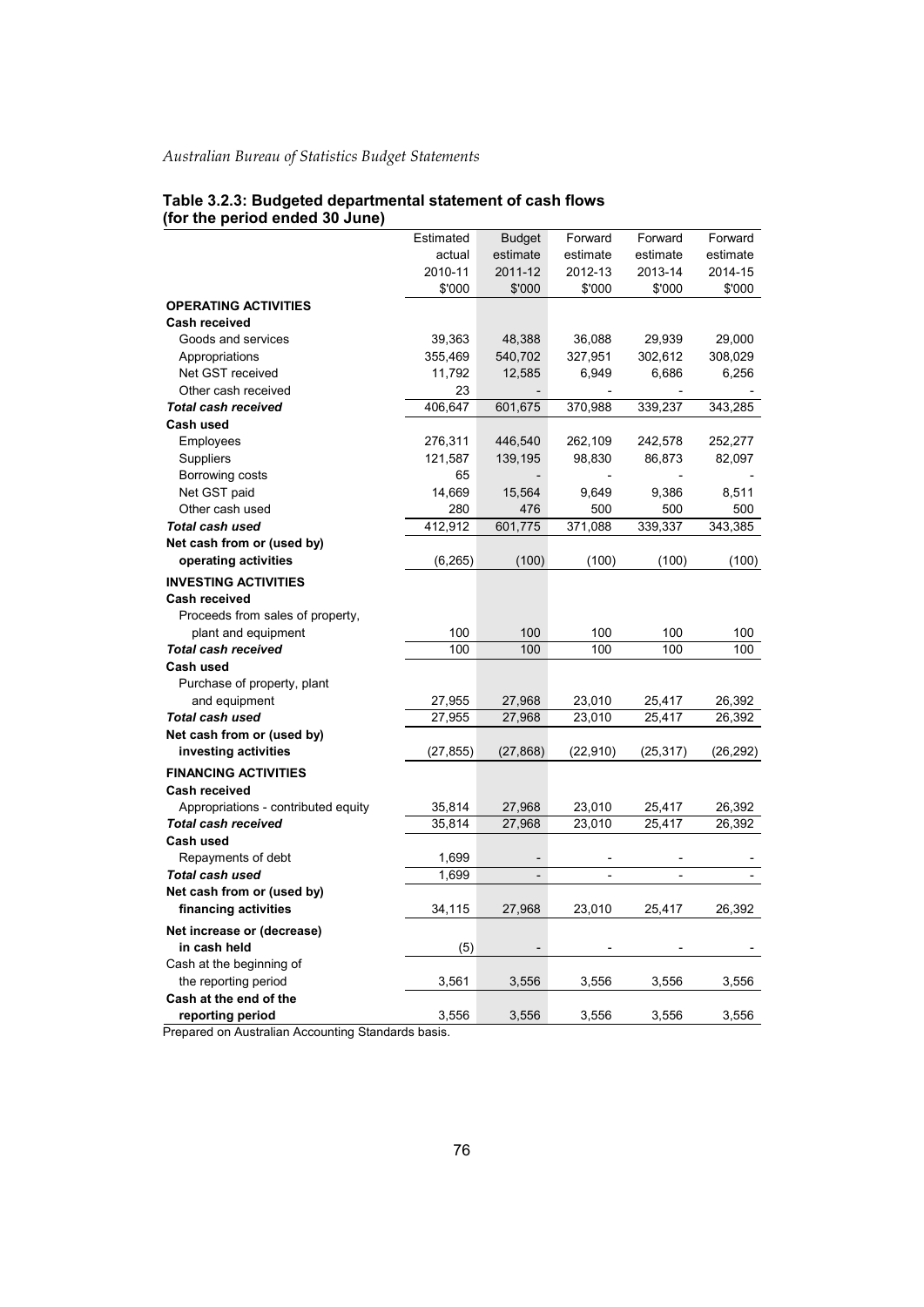### Table 3.2.3: Budgeted departmental statement of cash flows (for the period ended 30 June)

| | Estimated actual 2010-11 $'000 | Budget estimate 2011-12 $'000 | Forward estimate 2012-13 $'000 | Forward estimate 2013-14 $'000 | Forward estimate 2014-15 $'000 |
|---|---|---|---|---|---|
| **OPERATING ACTIVITIES** | | | | | |
| **Cash received** | | | | | |
| Goods and services | 39,363 | 48,388 | 36,088 | 29,939 | 29,000 |
| Appropriations | 355,469 | 540,702 | 327,951 | 302,612 | 308,029 |
| Net GST received | 11,792 | 12,585 | 6,949 | 6,686 | 6,256 |
| Other cash received | 23 | - | - | - | - |
| ***Total cash received*** | 406,647 | 601,675 | 370,988 | 339,237 | 343,285 |
| **Cash used** | | | | | |
| Employees | 276,311 | 446,540 | 262,109 | 242,578 | 252,277 |
| Suppliers | 121,587 | 139,195 | 98,830 | 86,873 | 82,097 |
| Borrowing costs | 65 | - | - | - | - |
| Net GST paid | 14,669 | 15,564 | 9,649 | 9,386 | 8,511 |
| Other cash used | 280 | 476 | 500 | 500 | 500 |
| ***Total cash used*** | 412,912 | 601,775 | 371,088 | 339,337 | 343,385 |
| **Net cash from or (used by) operating activities** | (6,265) | (100) | (100) | (100) | (100) |
| **INVESTING ACTIVITIES** | | | | | |
| **Cash received** | | | | | |
| Proceeds from sales of property, plant and equipment | 100 | 100 | 100 | 100 | 100 |
| ***Total cash received*** | 100 | 100 | 100 | 100 | 100 |
| **Cash used** | | | | | |
| Purchase of property, plant and equipment | 27,955 | 27,968 | 23,010 | 25,417 | 26,392 |
| ***Total cash used*** | 27,955 | 27,968 | 23,010 | 25,417 | 26,392 |
| **Net cash from or (used by) investing activities** | (27,855) | (27,868) | (22,910) | (25,317) | (26,292) |
| **FINANCING ACTIVITIES** | | | | | |
| **Cash received** | | | | | |
| Appropriations - contributed equity | 35,814 | 27,968 | 23,010 | 25,417 | 26,392 |
| ***Total cash received*** | 35,814 | 27,968 | 23,010 | 25,417 | 26,392 |
| **Cash used** | | | | | |
| Repayments of debt | 1,699 | - | - | - | - |
| ***Total cash used*** | 1,699 | - | - | - | - |
| **Net cash from or (used by) financing activities** | 34,115 | 27,968 | 23,010 | 25,417 | 26,392 |
| **Net increase or (decrease) in cash held** | (5) | - | - | - | - |
| Cash at the beginning of the reporting period | 3,561 | 3,556 | 3,556 | 3,556 | 3,556 |
| **Cash at the end of the reporting period** | 3,556 | 3,556 | 3,556 | 3,556 | 3,556 |

Prepared on Australian Accounting Standards basis.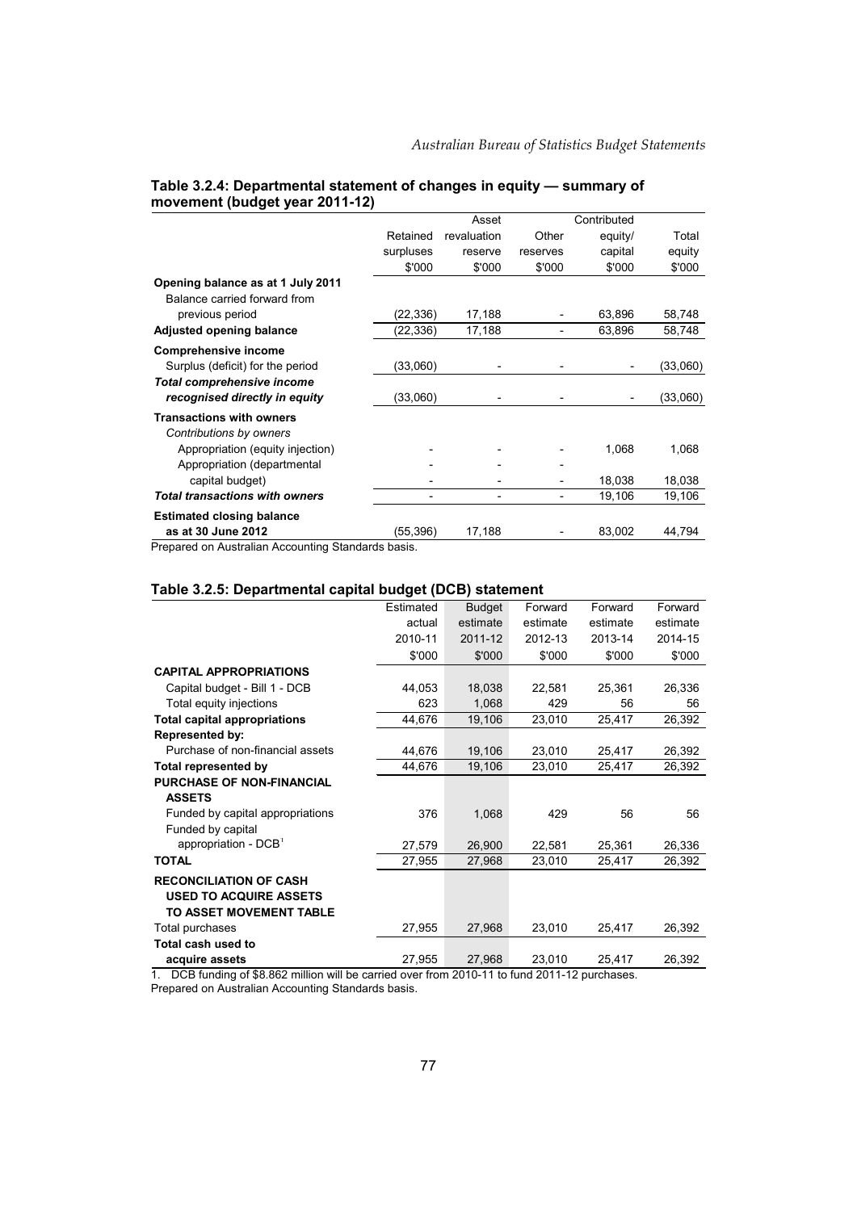#### Table 3.2.4: Departmental statement of changes in equity — summary of movement (budget year 2011-12)

| | Retained surpluses $'000 | Asset revaluation reserve $'000 | Other reserves $'000 | Contributed equity/ capital $'000 | Total equity $'000 |
|---|---|---|---|---|---|
| **Opening balance as at 1 July 2011** | | | | | |
| Balance carried forward from previous period | (22,336) | 17,188 | - | 63,896 | 58,748 |
| **Adjusted opening balance** | (22,336) | 17,188 | - | 63,896 | 58,748 |
| **Comprehensive income** | | | | | |
| Surplus (deficit) for the period | (33,060) | - | - | - | (33,060) |
| ***Total comprehensive income recognised directly in equity*** | (33,060) | - | - | - | (33,060) |
| **Transactions with owners** | | | | | |
| *Contributions by owners* | | | | | |
| Appropriation (equity injection) | - | - | - | 1,068 | 1,068 |
| Appropriation (departmental capital budget) | - | - | - | 18,038 | 18,038 |
| ***Total transactions with owners*** | - | - | - | 19,106 | 19,106 |
| **Estimated closing balance as at 30 June 2012** | (55,396) | 17,188 | - | 83,002 | 44,794 |

Prepared on Australian Accounting Standards basis.

#### Table 3.2.5: Departmental capital budget (DCB) statement

| | Estimated actual 2010-11 $'000 | Budget estimate 2011-12 $'000 | Forward estimate 2012-13 $'000 | Forward estimate 2013-14 $'000 | Forward estimate 2014-15 $'000 |
|---|---|---|---|---|---|
| **CAPITAL APPROPRIATIONS** | | | | | |
| Capital budget - Bill 1 - DCB | 44,053 | 18,038 | 22,581 | 25,361 | 26,336 |
| Total equity injections | 623 | 1,068 | 429 | 56 | 56 |
| **Total capital appropriations** | 44,676 | 19,106 | 23,010 | 25,417 | 26,392 |
| **Represented by:** | | | | | |
| Purchase of non-financial assets | 44,676 | 19,106 | 23,010 | 25,417 | 26,392 |
| **Total represented by** | 44,676 | 19,106 | 23,010 | 25,417 | 26,392 |
| **PURCHASE OF NON-FINANCIAL ASSETS** | | | | | |
| Funded by capital appropriations | 376 | 1,068 | 429 | 56 | 56 |
| Funded by capital appropriation - DCB[1] | 27,579 | 26,900 | 22,581 | 25,361 | 26,336 |
| **TOTAL** | 27,955 | 27,968 | 23,010 | 25,417 | 26,392 |
| **RECONCILIATION OF CASH USED TO ACQUIRE ASSETS TO ASSET MOVEMENT TABLE** | | | | | |
| Total purchases | 27,955 | 27,968 | 23,010 | 25,417 | 26,392 |
| **Total cash used to acquire assets** | 27,955 | 27,968 | 23,010 | 25,417 | 26,392 |

1. DCB funding of $8.862 million will be carried over from 2010-11 to fund 2011-12 purchases.

Prepared on Australian Accounting Standards basis.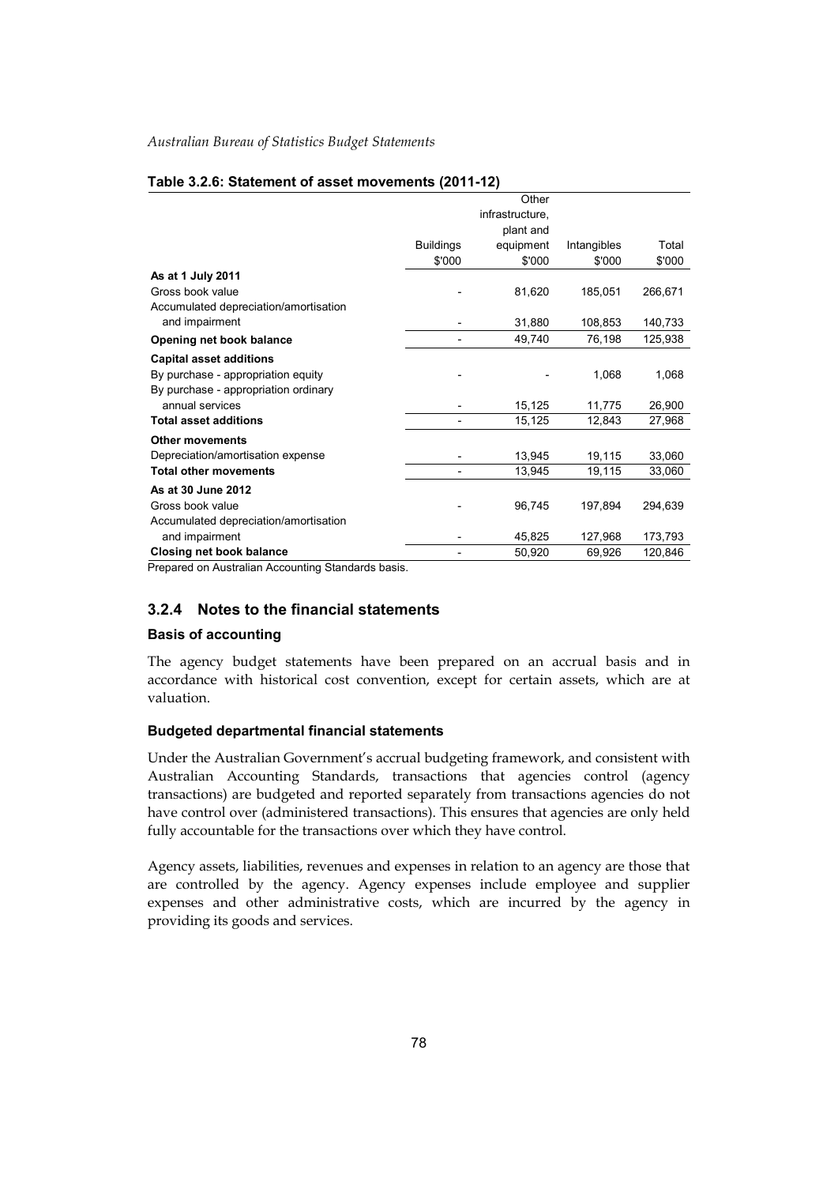#### Table 3.2.6: Statement of asset movements (2011-12)

| | Buildings<br>$'000 | Other infrastructure, plant and equipment<br>$'000 | Intangibles<br>$'000 | Total<br>$'000 |
|---|---|---|---|---|
| **As at 1 July 2011** | | | | |
| Gross book value | - | 81,620 | 185,051 | 266,671 |
| Accumulated depreciation/amortisation and impairment | - | 31,880 | 108,853 | 140,733 |
| **Opening net book balance** | - | 49,740 | 76,198 | 125,938 |
| **Capital asset additions** | | | | |
| By purchase - appropriation equity | - | - | 1,068 | 1,068 |
| By purchase - appropriation ordinary annual services | - | 15,125 | 11,775 | 26,900 |
| **Total asset additions** | - | 15,125 | 12,843 | 27,968 |
| **Other movements** | | | | |
| Depreciation/amortisation expense | - | 13,945 | 19,115 | 33,060 |
| **Total other movements** | - | 13,945 | 19,115 | 33,060 |
| **As at 30 June 2012** | | | | |
| Gross book value | - | 96,745 | 197,894 | 294,639 |
| Accumulated depreciation/amortisation and impairment | - | 45,825 | 127,968 | 173,793 |
| **Closing net book balance** | - | 50,920 | 69,926 | 120,846 |

Prepared on Australian Accounting Standards basis.

## 3.2.4 Notes to the financial statements

### Basis of accounting

The agency budget statements have been prepared on an accrual basis and in accordance with historical cost convention, except for certain assets, which are at valuation.

### Budgeted departmental financial statements

Under the Australian Government's accrual budgeting framework, and consistent with Australian Accounting Standards, transactions that agencies control (agency transactions) are budgeted and reported separately from transactions agencies do not have control over (administered transactions). This ensures that agencies are only held fully accountable for the transactions over which they have control.

Agency assets, liabilities, revenues and expenses in relation to an agency are those that are controlled by the agency. Agency expenses include employee and supplier expenses and other administrative costs, which are incurred by the agency in providing its goods and services.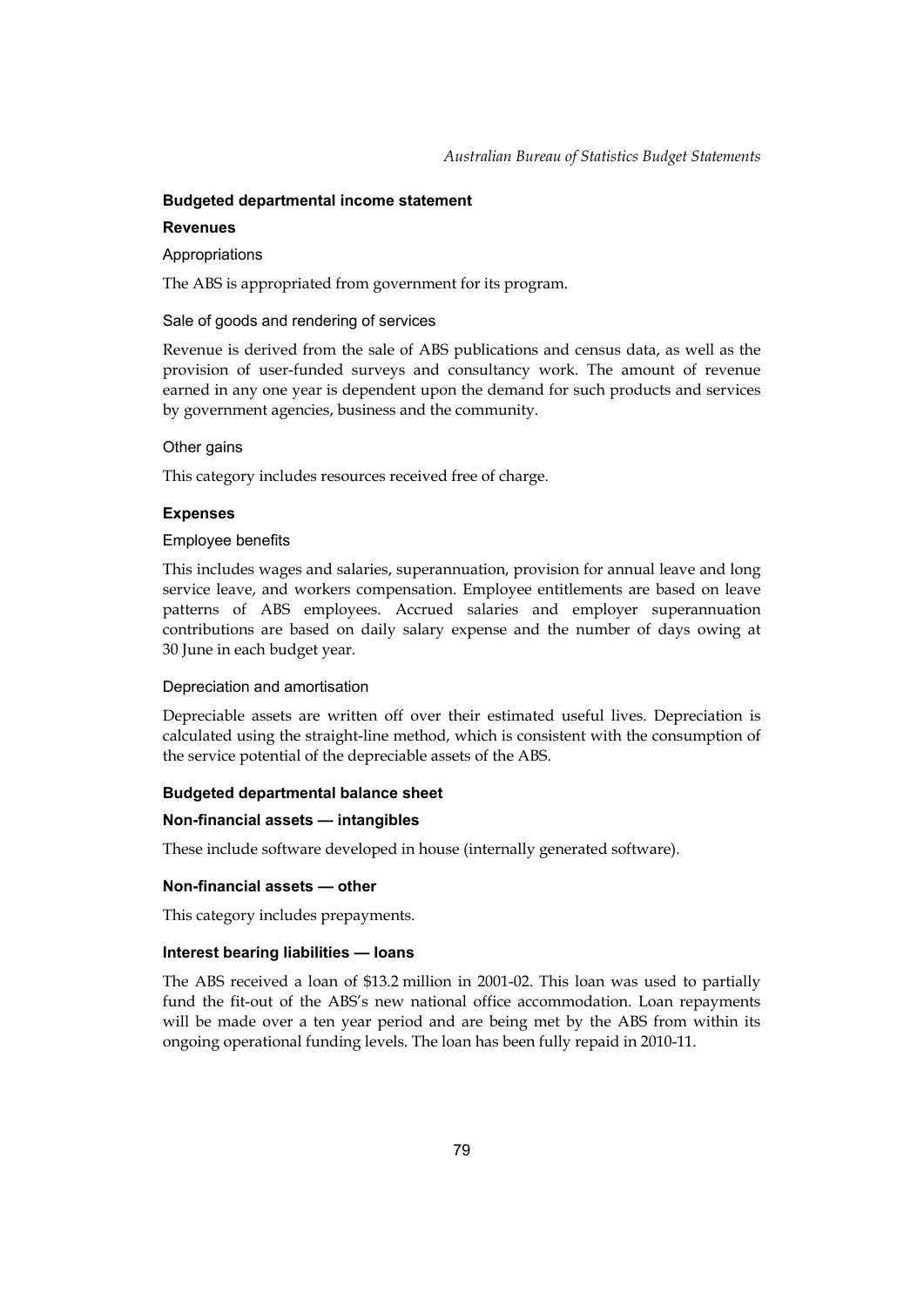### Budgeted departmental income statement

#### Revenues

Appropriations

The ABS is appropriated from government for its program.

Sale of goods and rendering of services

Revenue is derived from the sale of ABS publications and census data, as well as the provision of user-funded surveys and consultancy work. The amount of revenue earned in any one year is dependent upon the demand for such products and services by government agencies, business and the community.

Other gains

This category includes resources received free of charge.

#### Expenses

Employee benefits

This includes wages and salaries, superannuation, provision for annual leave and long service leave, and workers compensation. Employee entitlements are based on leave patterns of ABS employees. Accrued salaries and employer superannuation contributions are based on daily salary expense and the number of days owing at 30 June in each budget year.

Depreciation and amortisation

Depreciable assets are written off over their estimated useful lives. Depreciation is calculated using the straight-line method, which is consistent with the consumption of the service potential of the depreciable assets of the ABS.

### Budgeted departmental balance sheet

#### Non-financial assets — intangibles

These include software developed in house (internally generated software).

#### Non-financial assets — other

This category includes prepayments.

#### Interest bearing liabilities — loans

The ABS received a loan of $13.2 million in 2001-02. This loan was used to partially fund the fit-out of the ABS's new national office accommodation. Loan repayments will be made over a ten year period and are being met by the ABS from within its ongoing operational funding levels. The loan has been fully repaid in 2010-11.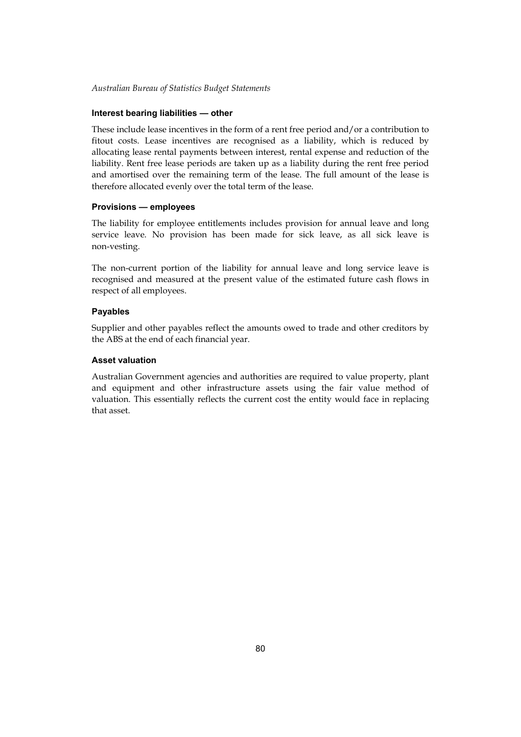#### Interest bearing liabilities — other

These include lease incentives in the form of a rent free period and/or a contribution to fitout costs. Lease incentives are recognised as a liability, which is reduced by allocating lease rental payments between interest, rental expense and reduction of the liability. Rent free lease periods are taken up as a liability during the rent free period and amortised over the remaining term of the lease. The full amount of the lease is therefore allocated evenly over the total term of the lease.

#### Provisions — employees

The liability for employee entitlements includes provision for annual leave and long service leave. No provision has been made for sick leave, as all sick leave is non-vesting.

The non-current portion of the liability for annual leave and long service leave is recognised and measured at the present value of the estimated future cash flows in respect of all employees.

#### Payables

Supplier and other payables reflect the amounts owed to trade and other creditors by the ABS at the end of each financial year.

#### Asset valuation

Australian Government agencies and authorities are required to value property, plant and equipment and other infrastructure assets using the fair value method of valuation. This essentially reflects the current cost the entity would face in replacing that asset.